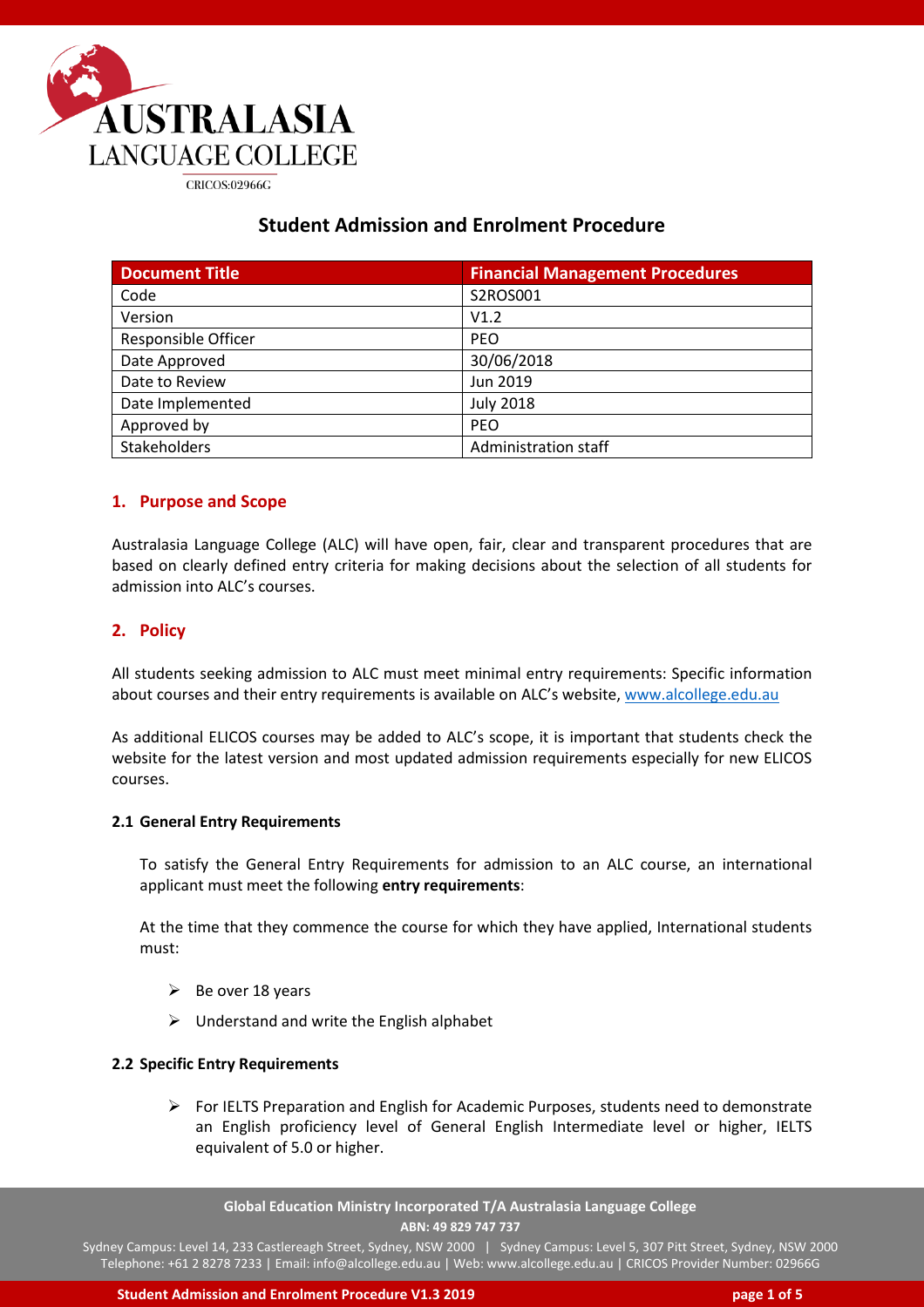AUSTRALASIA LANGUAGE COLLEGE

CRICOS:02966G

# Student Admission and Enrolment Procedure

| Document Title | Financial Management Procedures |
|---|---|
| Code | S2ROS001 |
| Version | V1.2 |
| Responsible Officer | PEO |
| Date Approved | 30/06/2018 |
| Date to Review | Jun 2019 |
| Date Implemented | July 2018 |
| Approved by | PEO |
| Stakeholders | Administration staff |

## 1. Purpose and Scope

Australasia Language College (ALC) will have open, fair, clear and transparent procedures that are based on clearly defined entry criteria for making decisions about the selection of all students for admission into ALC's courses.

## 2. Policy

All students seeking admission to ALC must meet minimal entry requirements: Specific information about courses and their entry requirements is available on ALC's website, [www.alcollege.edu.au](www.alcollege.edu.au)

As additional ELICOS courses may be added to ALC's scope, it is important that students check the website for the latest version and most updated admission requirements especially for new ELICOS courses.

### 2.1 General Entry Requirements

To satisfy the General Entry Requirements for admission to an ALC course, an international applicant must meet the following **entry requirements**:

At the time that they commence the course for which they have applied, International students must:

- Be over 18 years
- Understand and write the English alphabet

### 2.2 Specific Entry Requirements

- For IELTS Preparation and English for Academic Purposes, students need to demonstrate an English proficiency level of General English Intermediate level or higher, IELTS equivalent of 5.0 or higher.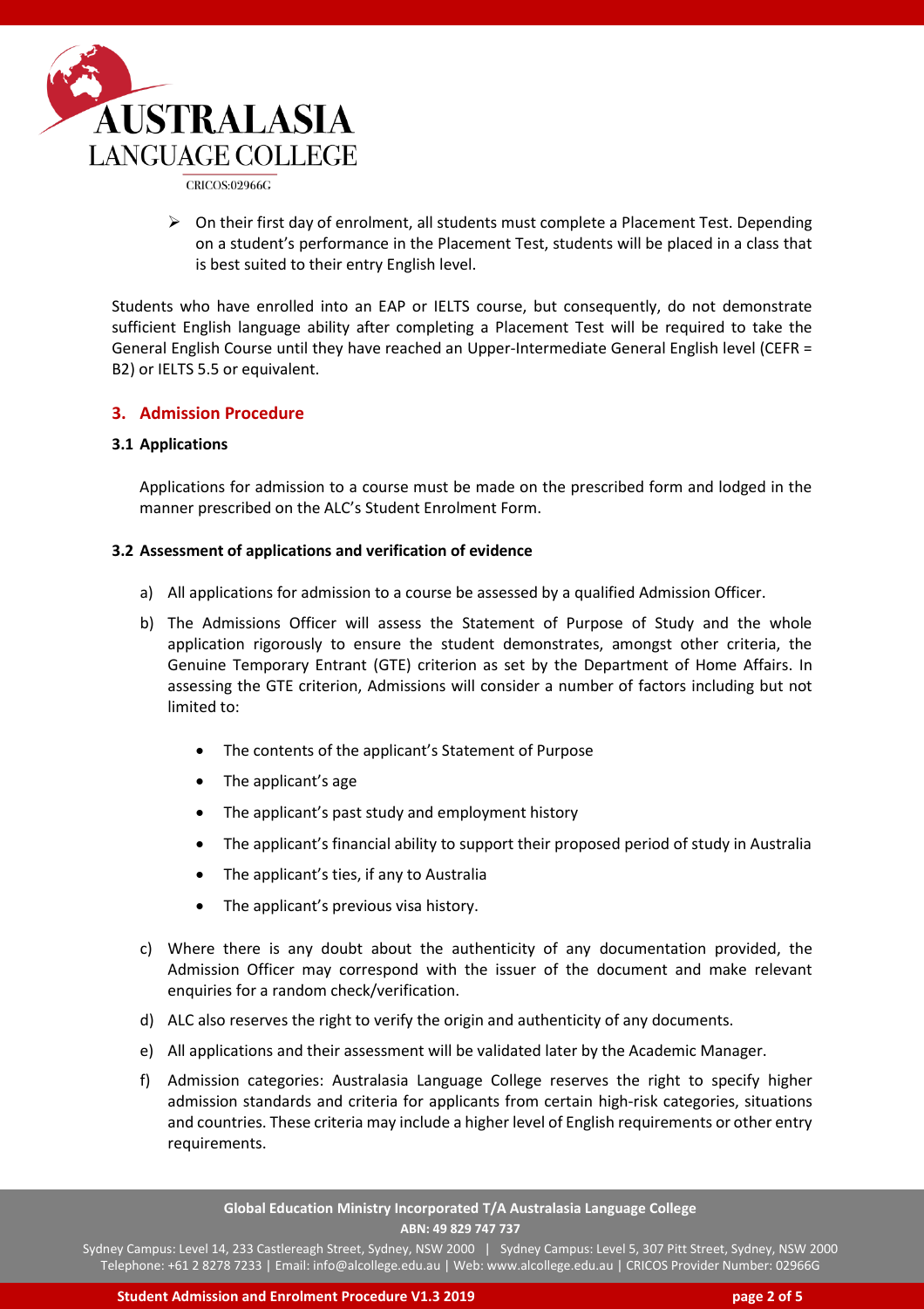- On their first day of enrolment, all students must complete a Placement Test. Depending on a student's performance in the Placement Test, students will be placed in a class that is best suited to their entry English level.

Students who have enrolled into an EAP or IELTS course, but consequently, do not demonstrate sufficient English language ability after completing a Placement Test will be required to take the General English Course until they have reached an Upper-Intermediate General English level (CEFR = B2) or IELTS 5.5 or equivalent.

## 3. Admission Procedure

### 3.1 Applications

Applications for admission to a course must be made on the prescribed form and lodged in the manner prescribed on the ALC's Student Enrolment Form.

### 3.2 Assessment of applications and verification of evidence

a) All applications for admission to a course be assessed by a qualified Admission Officer.

b) The Admissions Officer will assess the Statement of Purpose of Study and the whole application rigorously to ensure the student demonstrates, amongst other criteria, the Genuine Temporary Entrant (GTE) criterion as set by the Department of Home Affairs. In assessing the GTE criterion, Admissions will consider a number of factors including but not limited to:

- The contents of the applicant's Statement of Purpose
- The applicant's age
- The applicant's past study and employment history
- The applicant's financial ability to support their proposed period of study in Australia
- The applicant's ties, if any to Australia
- The applicant's previous visa history.

c) Where there is any doubt about the authenticity of any documentation provided, the Admission Officer may correspond with the issuer of the document and make relevant enquiries for a random check/verification.

d) ALC also reserves the right to verify the origin and authenticity of any documents.

e) All applications and their assessment will be validated later by the Academic Manager.

f) Admission categories: Australasia Language College reserves the right to specify higher admission standards and criteria for applicants from certain high-risk categories, situations and countries. These criteria may include a higher level of English requirements or other entry requirements.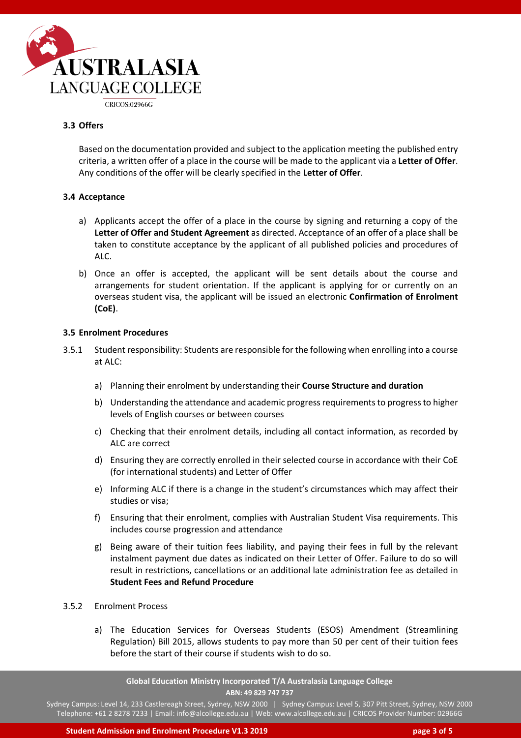### 3.3 Offers

Based on the documentation provided and subject to the application meeting the published entry criteria, a written offer of a place in the course will be made to the applicant via a **Letter of Offer**. Any conditions of the offer will be clearly specified in the **Letter of Offer**.

### 3.4 Acceptance

a) Applicants accept the offer of a place in the course by signing and returning a copy of the **Letter of Offer and Student Agreement** as directed. Acceptance of an offer of a place shall be taken to constitute acceptance by the applicant of all published policies and procedures of ALC.

b) Once an offer is accepted, the applicant will be sent details about the course and arrangements for student orientation. If the applicant is applying for or currently on an overseas student visa, the applicant will be issued an electronic **Confirmation of Enrolment (CoE)**.

### 3.5 Enrolment Procedures

3.5.1 Student responsibility: Students are responsible for the following when enrolling into a course at ALC:

a) Planning their enrolment by understanding their **Course Structure and duration**

b) Understanding the attendance and academic progress requirements to progress to higher levels of English courses or between courses

c) Checking that their enrolment details, including all contact information, as recorded by ALC are correct

d) Ensuring they are correctly enrolled in their selected course in accordance with their CoE (for international students) and Letter of Offer

e) Informing ALC if there is a change in the student's circumstances which may affect their studies or visa;

f) Ensuring that their enrolment, complies with Australian Student Visa requirements. This includes course progression and attendance

g) Being aware of their tuition fees liability, and paying their fees in full by the relevant instalment payment due dates as indicated on their Letter of Offer. Failure to do so will result in restrictions, cancellations or an additional late administration fee as detailed in **Student Fees and Refund Procedure**

3.5.2 Enrolment Process

a) The Education Services for Overseas Students (ESOS) Amendment (Streamlining Regulation) Bill 2015, allows students to pay more than 50 per cent of their tuition fees before the start of their course if students wish to do so.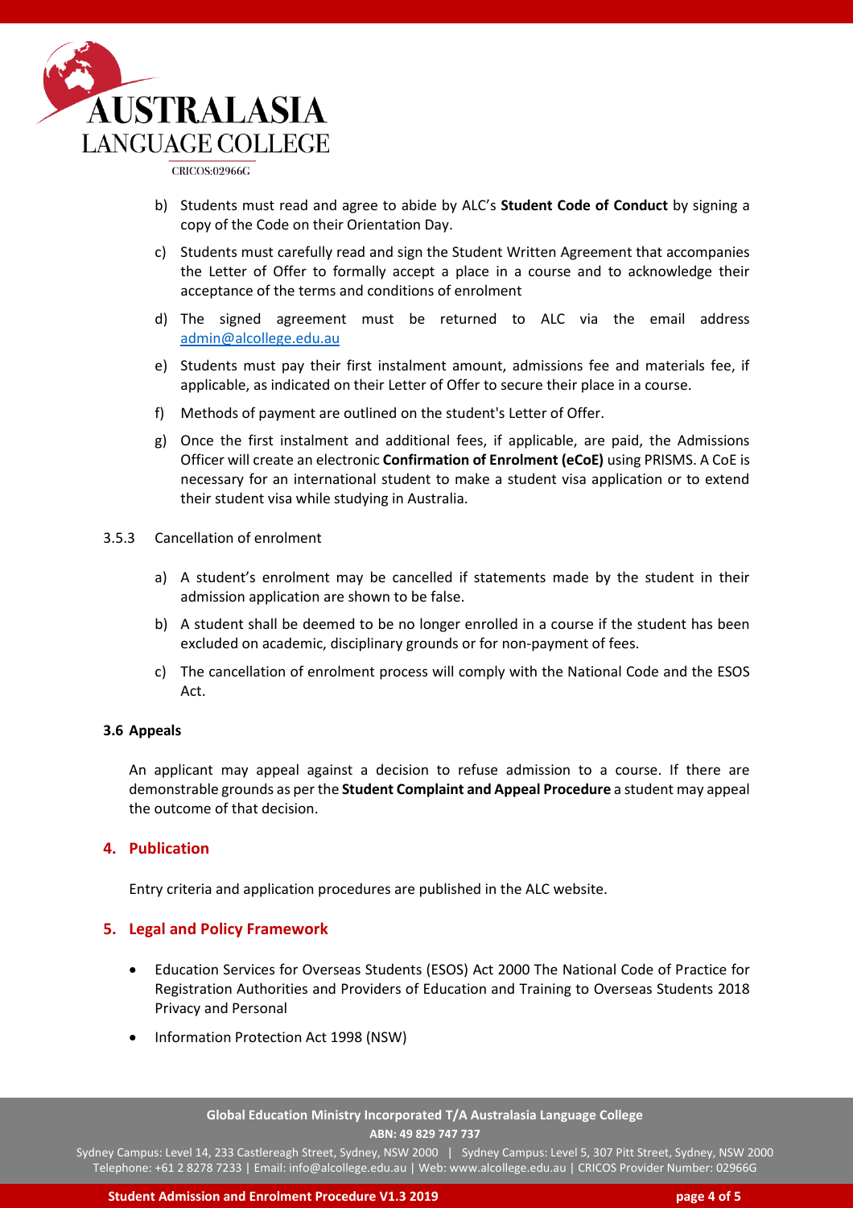b) Students must read and agree to abide by ALC's **Student Code of Conduct** by signing a copy of the Code on their Orientation Day.

c) Students must carefully read and sign the Student Written Agreement that accompanies the Letter of Offer to formally accept a place in a course and to acknowledge their acceptance of the terms and conditions of enrolment

d) The signed agreement must be returned to ALC via the email address admin@alcollege.edu.au

e) Students must pay their first instalment amount, admissions fee and materials fee, if applicable, as indicated on their Letter of Offer to secure their place in a course.

f) Methods of payment are outlined on the student's Letter of Offer.

g) Once the first instalment and additional fees, if applicable, are paid, the Admissions Officer will create an electronic **Confirmation of Enrolment (eCoE)** using PRISMS. A CoE is necessary for an international student to make a student visa application or to extend their student visa while studying in Australia.

3.5.3 Cancellation of enrolment

a) A student's enrolment may be cancelled if statements made by the student in their admission application are shown to be false.

b) A student shall be deemed to be no longer enrolled in a course if the student has been excluded on academic, disciplinary grounds or for non-payment of fees.

c) The cancellation of enrolment process will comply with the National Code and the ESOS Act.

**3.6 Appeals**

An applicant may appeal against a decision to refuse admission to a course. If there are demonstrable grounds as per the **Student Complaint and Appeal Procedure** a student may appeal the outcome of that decision.

## 4. Publication

Entry criteria and application procedures are published in the ALC website.

## 5. Legal and Policy Framework

- Education Services for Overseas Students (ESOS) Act 2000 The National Code of Practice for Registration Authorities and Providers of Education and Training to Overseas Students 2018 Privacy and Personal
- Information Protection Act 1998 (NSW)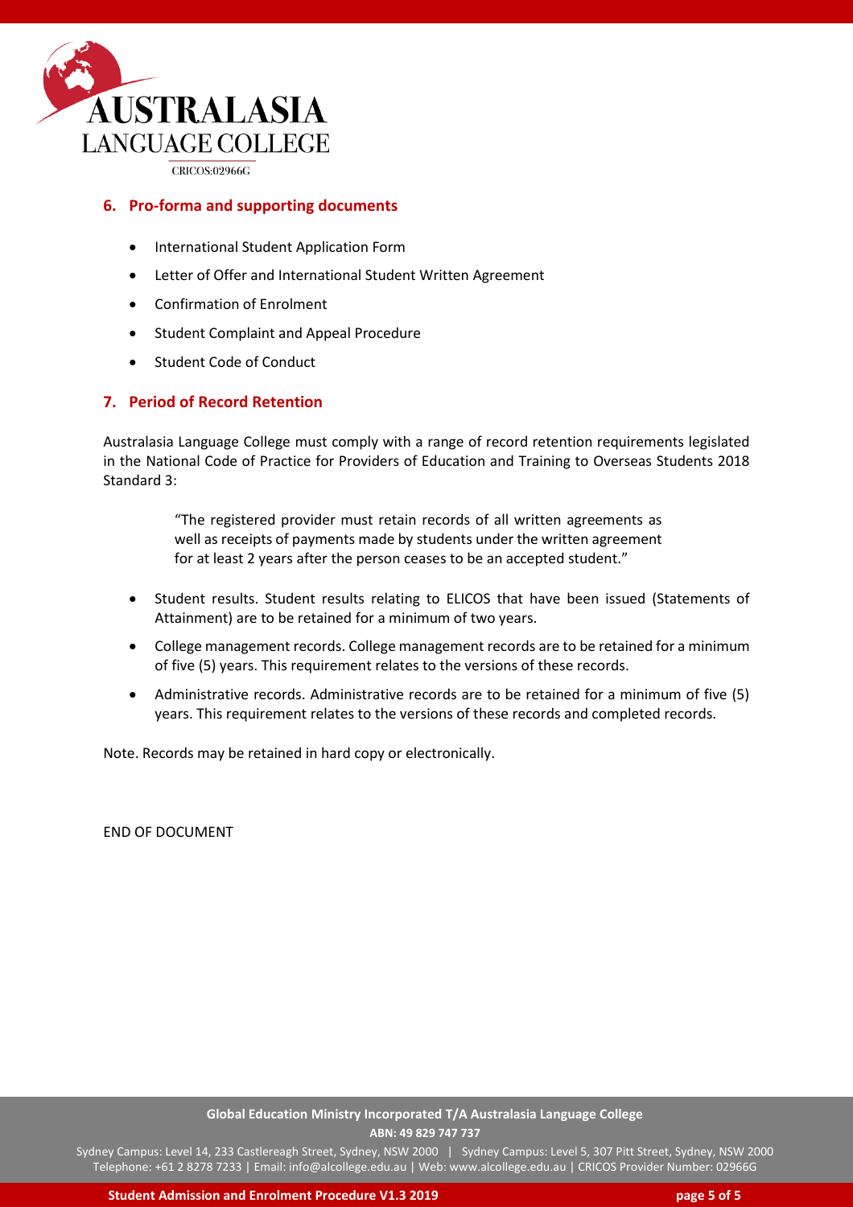## 6. Pro-forma and supporting documents

- International Student Application Form
- Letter of Offer and International Student Written Agreement
- Confirmation of Enrolment
- Student Complaint and Appeal Procedure
- Student Code of Conduct

## 7. Period of Record Retention

Australasia Language College must comply with a range of record retention requirements legislated in the National Code of Practice for Providers of Education and Training to Overseas Students 2018 Standard 3:

> "The registered provider must retain records of all written agreements as well as receipts of payments made by students under the written agreement for at least 2 years after the person ceases to be an accepted student."

- Student results. Student results relating to ELICOS that have been issued (Statements of Attainment) are to be retained for a minimum of two years.
- College management records. College management records are to be retained for a minimum of five (5) years. This requirement relates to the versions of these records.
- Administrative records. Administrative records are to be retained for a minimum of five (5) years. This requirement relates to the versions of these records and completed records.

Note. Records may be retained in hard copy or electronically.

END OF DOCUMENT